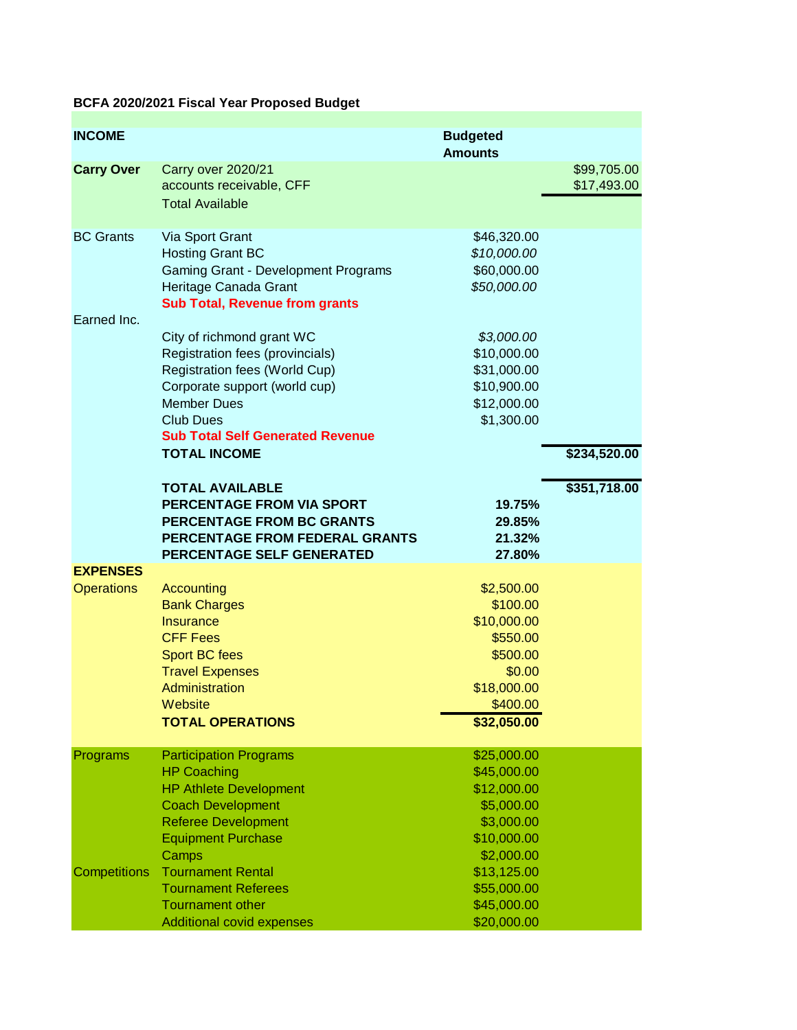**BCFA 2020/2021 Fiscal Year Proposed Budget**

| **INCOME** | | **Budgeted Amounts** | |
|---|---|---|---|
| **Carry Over** | Carry over 2020/21 | | $99,705.00 |
| | accounts receivable, CFF | | $17,493.00 |
| | Total Available | | |
| BC Grants | Via Sport Grant | $46,320.00 | |
| | Hosting Grant BC | *$10,000.00* | |
| | Gaming Grant - Development Programs | $60,000.00 | |
| | Heritage Canada Grant | *$50,000.00* | |
| | **Sub Total, Revenue from grants** | | |
| Earned Inc. | | | |
| | City of richmond grant WC | *$3,000.00* | |
| | Registration fees (provincials) | $10,000.00 | |
| | Registration fees (World Cup) | $31,000.00 | |
| | Corporate support (world cup) | $10,900.00 | |
| | Member Dues | $12,000.00 | |
| | Club Dues | $1,300.00 | |
| | **Sub Total Self Generated Revenue** | | |
| | **TOTAL INCOME** | | **$234,520.00** |
| | **TOTAL AVAILABLE** | | **$351,718.00** |
| | **PERCENTAGE FROM VIA SPORT** | **19.75%** | |
| | **PERCENTAGE FROM BC GRANTS** | **29.85%** | |
| | **PERCENTAGE FROM FEDERAL GRANTS** | **21.32%** | |
| | **PERCENTAGE SELF GENERATED** | **27.80%** | |
| **EXPENSES** | | | |
| Operations | Accounting | $2,500.00 | |
| | Bank Charges | $100.00 | |
| | Insurance | $10,000.00 | |
| | CFF Fees | $550.00 | |
| | Sport BC fees | $500.00 | |
| | Travel Expenses | $0.00 | |
| | Administration | $18,000.00 | |
| | Website | $400.00 | |
| | **TOTAL OPERATIONS** | **$32,050.00** | |
| Programs | Participation Programs | $25,000.00 | |
| | HP Coaching | $45,000.00 | |
| | HP Athlete Development | $12,000.00 | |
| | Coach Development | $5,000.00 | |
| | Referee Development | $3,000.00 | |
| | Equipment Purchase | $10,000.00 | |
| | Camps | $2,000.00 | |
| Competitions | Tournament Rental | $13,125.00 | |
| | Tournament Referees | $55,000.00 | |
| | Tournament other | $45,000.00 | |
| | Additional covid expenses | $20,000.00 | |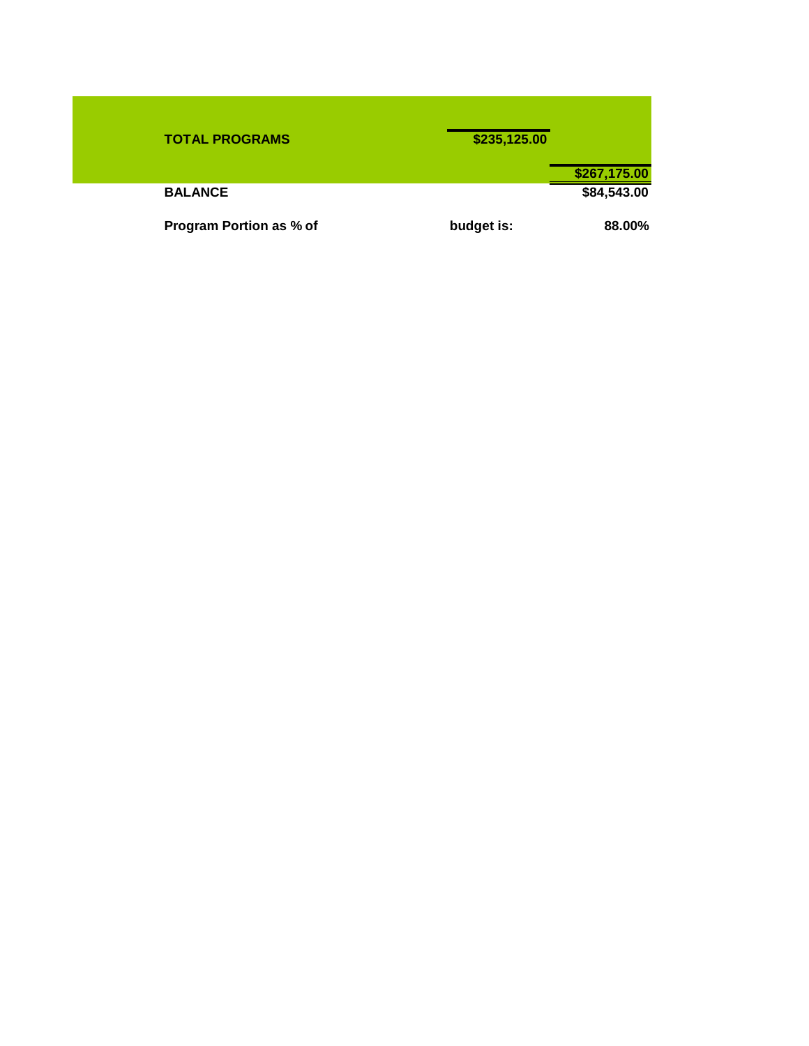| | | |
|---|---|---|
| **TOTAL PROGRAMS** | **$235,125.00** | |
| | | **$267,175.00** |
| **BALANCE** | | **$84,543.00** |
| **Program Portion as % of** | **budget is:** | **88.00%** |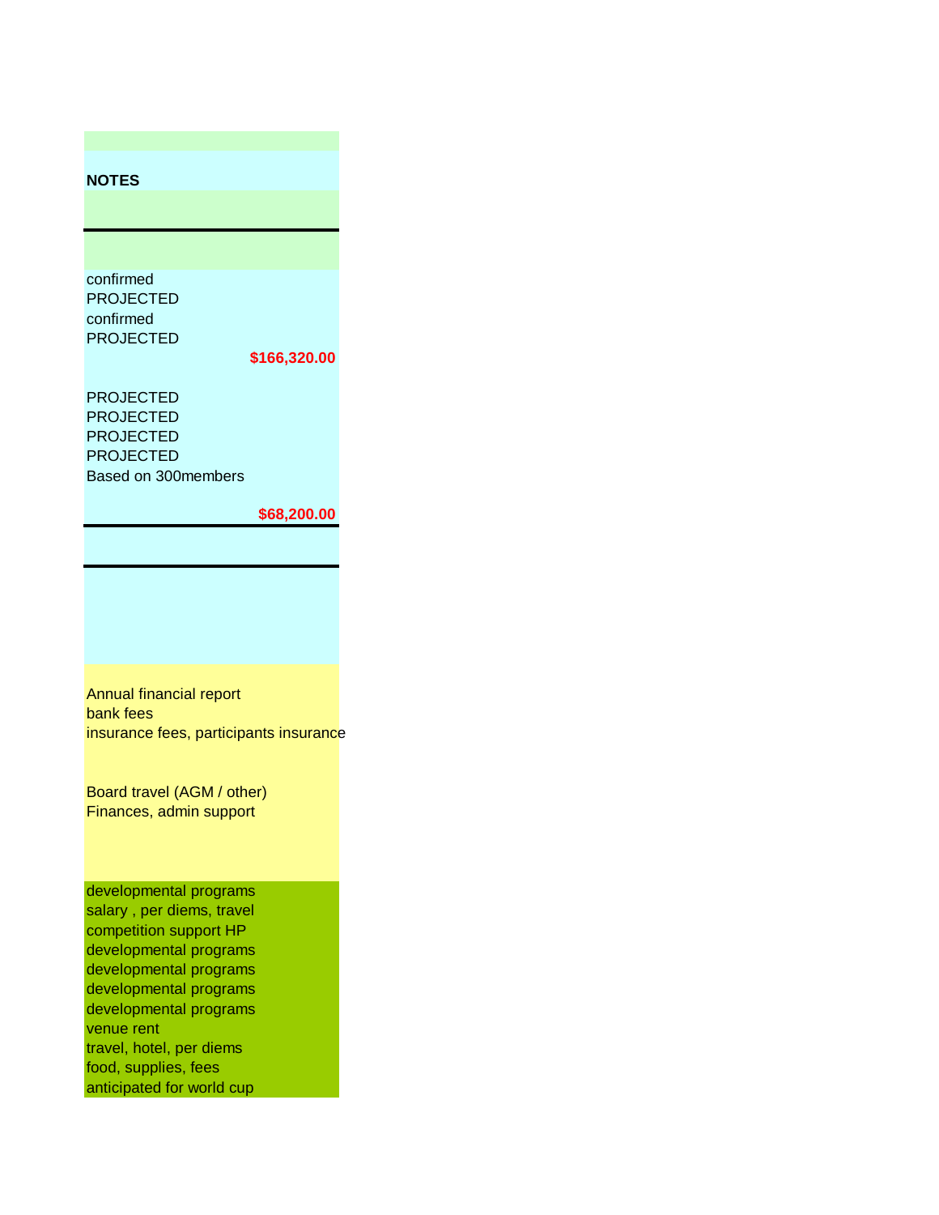| NOTES |
|---|
| |
| |
| confirmed |
| PROJECTED |
| confirmed |
| PROJECTED |
| $166,320.00 |
| |
| PROJECTED |
| PROJECTED |
| PROJECTED |
| PROJECTED |
| Based on 300members |
| |
| $68,200.00 |
| |
| |
| Annual financial report |
| bank fees |
| insurance fees, participants insurance |
| |
| |
| Board travel (AGM / other) |
| Finances, admin support |
| |
| |
| |
| developmental programs |
| salary , per diems, travel |
| competition support HP |
| developmental programs |
| developmental programs |
| developmental programs |
| developmental programs |
| venue rent |
| travel, hotel, per diems |
| food, supplies, fees |
| anticipated for world cup |